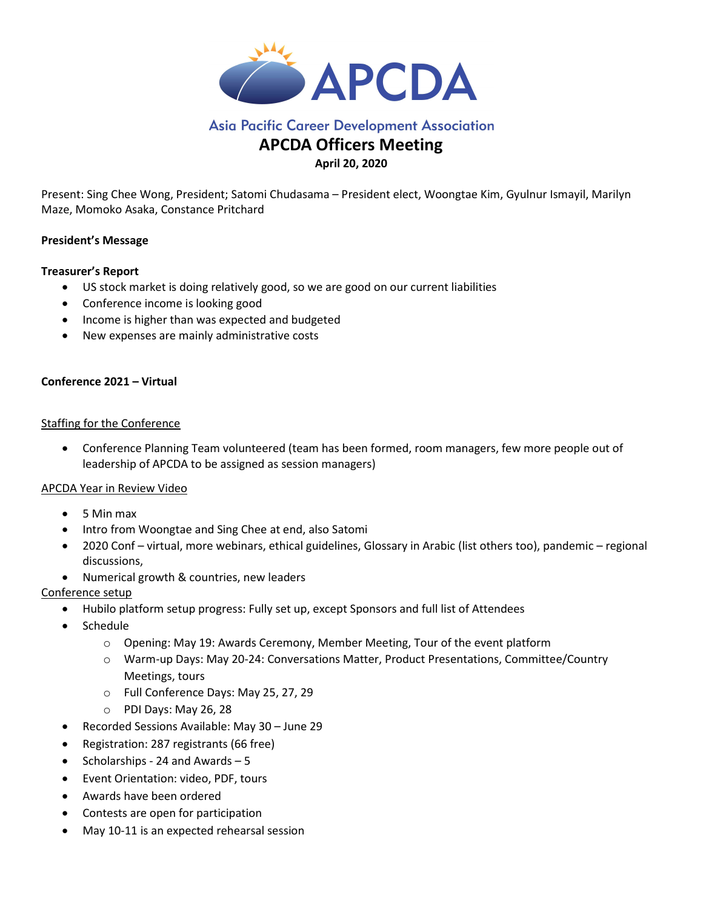# APCDA

Asia Pacific Career Development Association

## APCDA Officers Meeting

**April 20, 2020**

Present: Sing Chee Wong, President; Satomi Chudasama – President elect, Woongtae Kim, Gyulnur Ismayil, Marilyn Maze, Momoko Asaka, Constance Pritchard

**President's Message**

**Treasurer's Report**

- US stock market is doing relatively good, so we are good on our current liabilities
- Conference income is looking good
- Income is higher than was expected and budgeted
- New expenses are mainly administrative costs

**Conference 2021 – Virtual**

<u>Staffing for the Conference</u>

- Conference Planning Team volunteered (team has been formed, room managers, few more people out of leadership of APCDA to be assigned as session managers)

<u>APCDA Year in Review Video</u>

- 5 Min max
- Intro from Woongtae and Sing Chee at end, also Satomi
- 2020 Conf – virtual, more webinars, ethical guidelines, Glossary in Arabic (list others too), pandemic – regional discussions,
- Numerical growth & countries, new leaders

<u>Conference setup</u>

- Hubilo platform setup progress: Fully set up, except Sponsors and full list of Attendees
- Schedule
  - Opening: May 19: Awards Ceremony, Member Meeting, Tour of the event platform
  - Warm-up Days: May 20-24: Conversations Matter, Product Presentations, Committee/Country Meetings, tours
  - Full Conference Days: May 25, 27, 29
  - PDI Days: May 26, 28
- Recorded Sessions Available: May 30 – June 29
- Registration: 287 registrants (66 free)
- Scholarships - 24 and Awards – 5
- Event Orientation: video, PDF, tours
- Awards have been ordered
- Contests are open for participation
- May 10-11 is an expected rehearsal session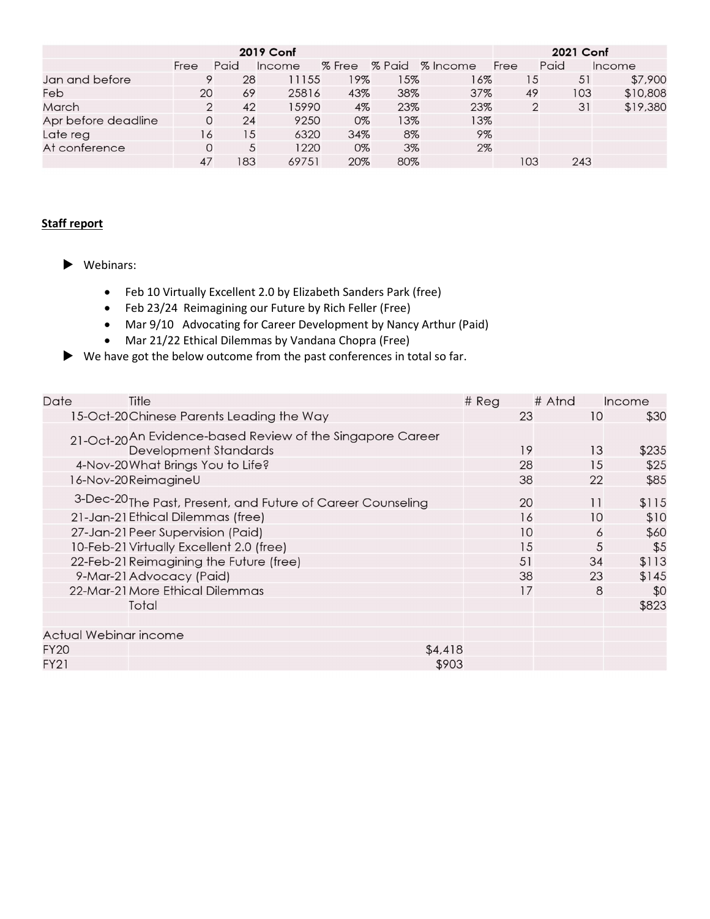| | 2019 Conf | | | | | | 2021 Conf | | |
|---|---|---|---|---|---|---|---|---|---|
| | Free | Paid | Income | % Free | % Paid | % Income | Free | Paid | Income |
| Jan and before | 9 | 28 | 11155 | 19% | 15% | 16% | 15 | 51 | $7,900 |
| Feb | 20 | 69 | 25816 | 43% | 38% | 37% | 49 | 103 | $10,808 |
| March | 2 | 42 | 15990 | 4% | 23% | 23% | 2 | 31 | $19,380 |
| Apr before deadline | 0 | 24 | 9250 | 0% | 13% | 13% | | | |
| Late reg | 16 | 15 | 6320 | 34% | 8% | 9% | | | |
| At conference | 0 | 5 | 1220 | 0% | 3% | 2% | | | |
| | 47 | 183 | 69751 | 20% | 80% | | 103 | 243 | |

**Staff report**

- Webinars:
  - Feb 10 Virtually Excellent 2.0 by Elizabeth Sanders Park (free)
  - Feb 23/24 Reimagining our Future by Rich Feller (Free)
  - Mar 9/10 Advocating for Career Development by Nancy Arthur (Paid)
  - Mar 21/22 Ethical Dilemmas by Vandana Chopra (Free)
- We have got the below outcome from the past conferences in total so far.

| Date | Title | # Reg | # Atnd | Income |
|---|---|---|---|---|
| 15-Oct-20 | Chinese Parents Leading the Way | 23 | 10 | $30 |
| 21-Oct-20 | An Evidence-based Review of the Singapore Career Development Standards | 19 | 13 | $235 |
| 4-Nov-20 | What Brings You to Life? | 28 | 15 | $25 |
| 16-Nov-20 | ReimagineU | 38 | 22 | $85 |
| 3-Dec-20 | The Past, Present, and Future of Career Counseling | 20 | 11 | $115 |
| 21-Jan-21 | Ethical Dilemmas (free) | 16 | 10 | $10 |
| 27-Jan-21 | Peer Supervision (Paid) | 10 | 6 | $60 |
| 10-Feb-21 | Virtually Excellent 2.0 (free) | 15 | 5 | $5 |
| 22-Feb-21 | Reimagining the Future (free) | 51 | 34 | $113 |
| 9-Mar-21 | Advocacy (Paid) | 38 | 23 | $145 |
| 22-Mar-21 | More Ethical Dilemmas | 17 | 8 | $0 |
| | Total | | | $823 |
| | | | | |
| Actual Webinar income | | | | |
| FY20 | $4,418 | | | |
| FY21 | $903 | | | |